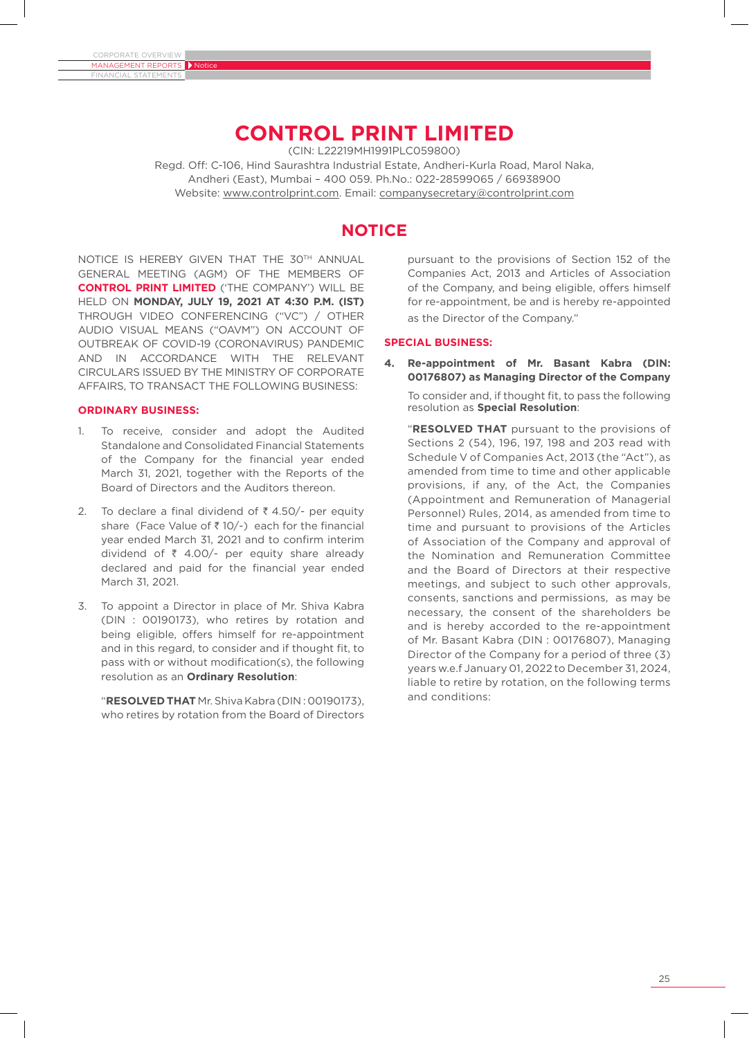# CONTROL PRINT LIMITED

(CIN: L22219MH1991PLC059800)

Regd. Off: C-106, Hind Saurashtra Industrial Estate, Andheri-Kurla Road, Marol Naka, Andheri (East), Mumbai – 400 059. Ph.No.: 022-28599065 / 66938900

Website: www.controlprint.com. Email: companysecretary@controlprint.com

## NOTICE

NOTICE IS HEREBY GIVEN THAT THE 30[TH] ANNUAL GENERAL MEETING (AGM) OF THE MEMBERS OF **CONTROL PRINT LIMITED** ('THE COMPANY') WILL BE HELD ON **MONDAY, JULY 19, 2021 AT 4:30 P.M. (IST)** THROUGH VIDEO CONFERENCING ("VC") / OTHER AUDIO VISUAL MEANS ("OAVM") ON ACCOUNT OF OUTBREAK OF COVID-19 (CORONAVIRUS) PANDEMIC AND IN ACCORDANCE WITH THE RELEVANT CIRCULARS ISSUED BY THE MINISTRY OF CORPORATE AFFAIRS, TO TRANSACT THE FOLLOWING BUSINESS:

### ORDINARY BUSINESS:

1. To receive, consider and adopt the Audited Standalone and Consolidated Financial Statements of the Company for the financial year ended March 31, 2021, together with the Reports of the Board of Directors and the Auditors thereon.

2. To declare a final dividend of ₹ 4.50/- per equity share (Face Value of ₹ 10/-) each for the financial year ended March 31, 2021 and to confirm interim dividend of ₹ 4.00/- per equity share already declared and paid for the financial year ended March 31, 2021.

3. To appoint a Director in place of Mr. Shiva Kabra (DIN : 00190173), who retires by rotation and being eligible, offers himself for re-appointment and in this regard, to consider and if thought fit, to pass with or without modification(s), the following resolution as an **Ordinary Resolution**:

   "**RESOLVED THAT** Mr. Shiva Kabra (DIN : 00190173), who retires by rotation from the Board of Directors pursuant to the provisions of Section 152 of the Companies Act, 2013 and Articles of Association of the Company, and being eligible, offers himself for re-appointment, be and is hereby re-appointed as the Director of the Company."

### SPECIAL BUSINESS:

4. **Re-appointment of Mr. Basant Kabra (DIN: 00176807) as Managing Director of the Company**

   To consider and, if thought fit, to pass the following resolution as **Special Resolution**:

   "**RESOLVED THAT** pursuant to the provisions of Sections 2 (54), 196, 197, 198 and 203 read with Schedule V of Companies Act, 2013 (the "Act"), as amended from time to time and other applicable provisions, if any, of the Act, the Companies (Appointment and Remuneration of Managerial Personnel) Rules, 2014, as amended from time to time and pursuant to provisions of the Articles of Association of the Company and approval of the Nomination and Remuneration Committee and the Board of Directors at their respective meetings, and subject to such other approvals, consents, sanctions and permissions, as may be necessary, the consent of the shareholders be and is hereby accorded to the re-appointment of Mr. Basant Kabra (DIN : 00176807), Managing Director of the Company for a period of three (3) years w.e.f January 01, 2022 to December 31, 2024, liable to retire by rotation, on the following terms and conditions: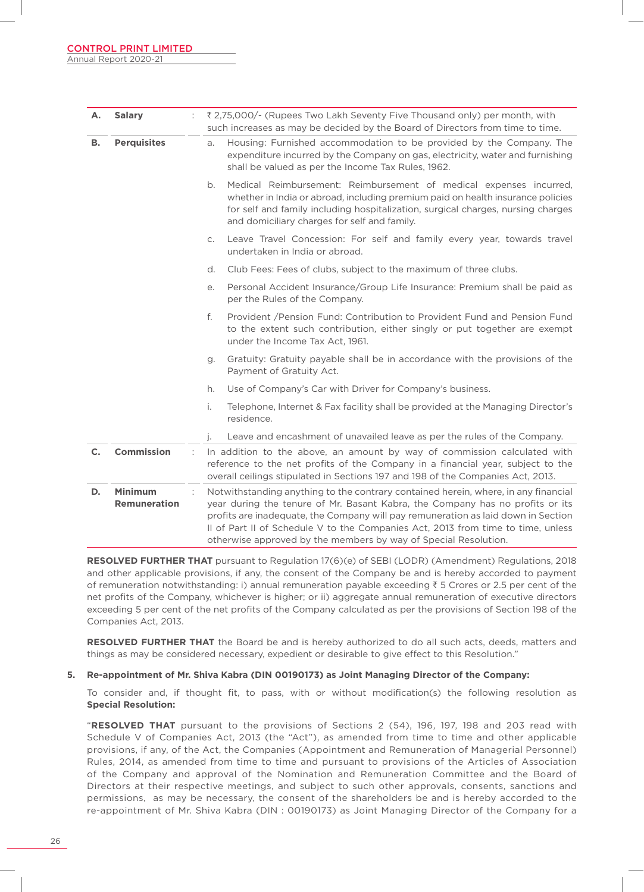| | | | |
|---|---|---|---|
| **A.** | **Salary** | : | ₹ 2,75,000/- (Rupees Two Lakh Seventy Five Thousand only) per month, with such increases as may be decided by the Board of Directors from time to time. |
| **B.** | **Perquisites** | | a. Housing: Furnished accommodation to be provided by the Company. The expenditure incurred by the Company on gas, electricity, water and furnishing shall be valued as per the Income Tax Rules, 1962.<br><br>b. Medical Reimbursement: Reimbursement of medical expenses incurred, whether in India or abroad, including premium paid on health insurance policies for self and family including hospitalization, surgical charges, nursing charges and domiciliary charges for self and family.<br><br>c. Leave Travel Concession: For self and family every year, towards travel undertaken in India or abroad.<br><br>d. Club Fees: Fees of clubs, subject to the maximum of three clubs.<br><br>e. Personal Accident Insurance/Group Life Insurance: Premium shall be paid as per the Rules of the Company.<br><br>f. Provident /Pension Fund: Contribution to Provident Fund and Pension Fund to the extent such contribution, either singly or put together are exempt under the Income Tax Act, 1961.<br><br>g. Gratuity: Gratuity payable shall be in accordance with the provisions of the Payment of Gratuity Act.<br><br>h. Use of Company's Car with Driver for Company's business.<br><br>i. Telephone, Internet & Fax facility shall be provided at the Managing Director's residence.<br><br>j. Leave and encashment of unavailed leave as per the rules of the Company. |
| **C.** | **Commission** | : | In addition to the above, an amount by way of commission calculated with reference to the net profits of the Company in a financial year, subject to the overall ceilings stipulated in Sections 197 and 198 of the Companies Act, 2013. |
| **D.** | **Minimum Remuneration** | : | Notwithstanding anything to the contrary contained herein, where, in any financial year during the tenure of Mr. Basant Kabra, the Company has no profits or its profits are inadequate, the Company will pay remuneration as laid down in Section II of Part II of Schedule V to the Companies Act, 2013 from time to time, unless otherwise approved by the members by way of Special Resolution. |

**RESOLVED FURTHER THAT** pursuant to Regulation 17(6)(e) of SEBI (LODR) (Amendment) Regulations, 2018 and other applicable provisions, if any, the consent of the Company be and is hereby accorded to payment of remuneration notwithstanding: i) annual remuneration payable exceeding ₹ 5 Crores or 2.5 per cent of the net profits of the Company, whichever is higher; or ii) aggregate annual remuneration of executive directors exceeding 5 per cent of the net profits of the Company calculated as per the provisions of Section 198 of the Companies Act, 2013.

**RESOLVED FURTHER THAT** the Board be and is hereby authorized to do all such acts, deeds, matters and things as may be considered necessary, expedient or desirable to give effect to this Resolution."

**5. Re-appointment of Mr. Shiva Kabra (DIN 00190173) as Joint Managing Director of the Company:**

To consider and, if thought fit, to pass, with or without modification(s) the following resolution as **Special Resolution:**

"**RESOLVED THAT** pursuant to the provisions of Sections 2 (54), 196, 197, 198 and 203 read with Schedule V of Companies Act, 2013 (the "Act"), as amended from time to time and other applicable provisions, if any, of the Act, the Companies (Appointment and Remuneration of Managerial Personnel) Rules, 2014, as amended from time to time and pursuant to provisions of the Articles of Association of the Company and approval of the Nomination and Remuneration Committee and the Board of Directors at their respective meetings, and subject to such other approvals, consents, sanctions and permissions, as may be necessary, the consent of the shareholders be and is hereby accorded to the re-appointment of Mr. Shiva Kabra (DIN : 00190173) as Joint Managing Director of the Company for a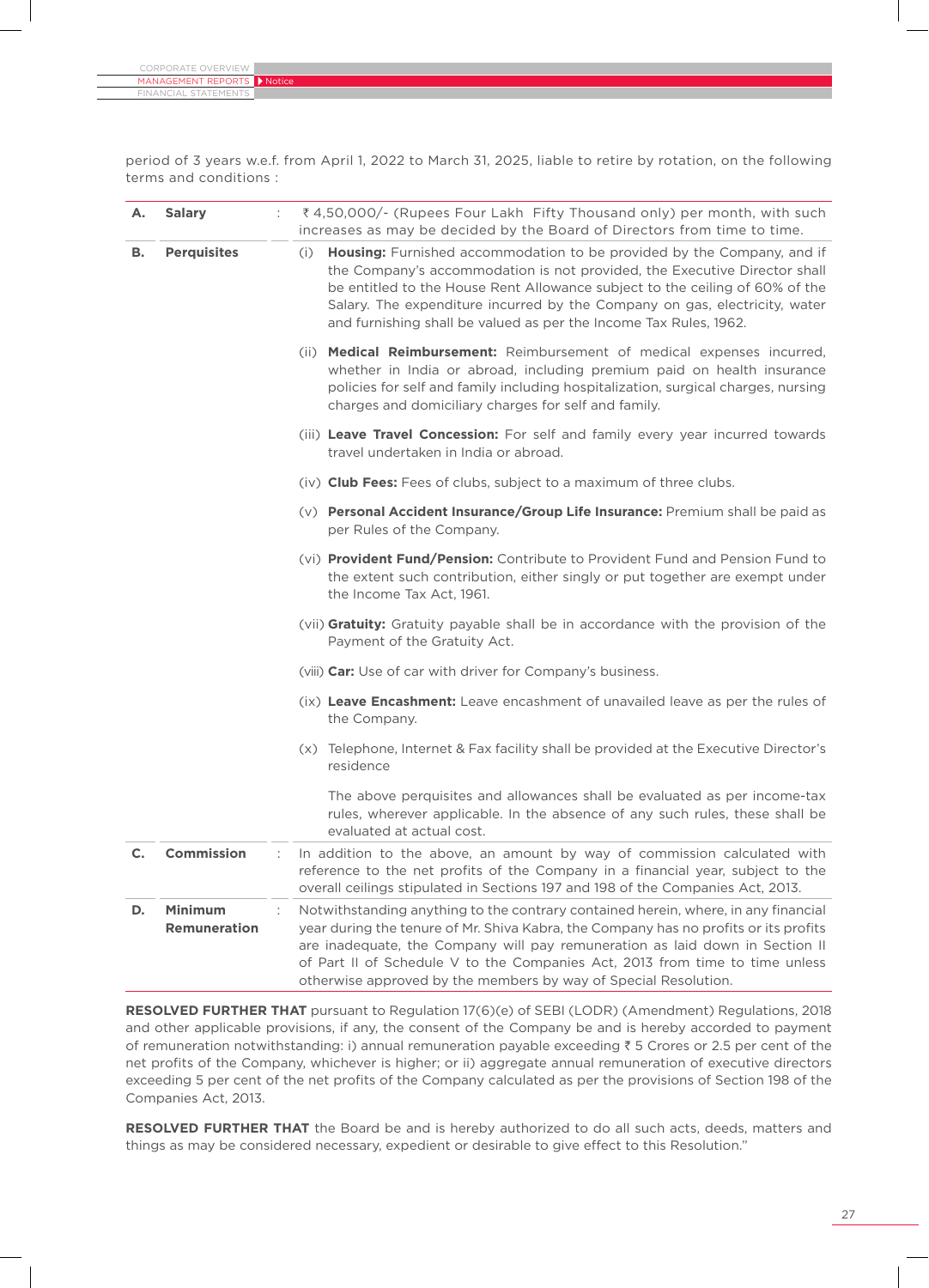period of 3 years w.e.f. from April 1, 2022 to March 31, 2025, liable to retire by rotation, on the following terms and conditions :

| | | | |
|---|---|---|---|
| **A.** | **Salary** | : | ₹ 4,50,000/- (Rupees Four Lakh Fifty Thousand only) per month, with such increases as may be decided by the Board of Directors from time to time. |
| **B.** | **Perquisites** | | (i) **Housing:** Furnished accommodation to be provided by the Company, and if the Company's accommodation is not provided, the Executive Director shall be entitled to the House Rent Allowance subject to the ceiling of 60% of the Salary. The expenditure incurred by the Company on gas, electricity, water and furnishing shall be valued as per the Income Tax Rules, 1962.<br><br>(ii) **Medical Reimbursement:** Reimbursement of medical expenses incurred, whether in India or abroad, including premium paid on health insurance policies for self and family including hospitalization, surgical charges, nursing charges and domiciliary charges for self and family.<br><br>(iii) **Leave Travel Concession:** For self and family every year incurred towards travel undertaken in India or abroad.<br><br>(iv) **Club Fees:** Fees of clubs, subject to a maximum of three clubs.<br><br>(v) **Personal Accident Insurance/Group Life Insurance:** Premium shall be paid as per Rules of the Company.<br><br>(vi) **Provident Fund/Pension:** Contribute to Provident Fund and Pension Fund to the extent such contribution, either singly or put together are exempt under the Income Tax Act, 1961.<br><br>(vii) **Gratuity:** Gratuity payable shall be in accordance with the provision of the Payment of the Gratuity Act.<br><br>(viii) **Car:** Use of car with driver for Company's business.<br><br>(ix) **Leave Encashment:** Leave encashment of unavailed leave as per the rules of the Company.<br><br>(x) Telephone, Internet & Fax facility shall be provided at the Executive Director's residence<br><br>The above perquisites and allowances shall be evaluated as per income-tax rules, wherever applicable. In the absence of any such rules, these shall be evaluated at actual cost. |
| **C.** | **Commission** | : | In addition to the above, an amount by way of commission calculated with reference to the net profits of the Company in a financial year, subject to the overall ceilings stipulated in Sections 197 and 198 of the Companies Act, 2013. |
| **D.** | **Minimum Remuneration** | : | Notwithstanding anything to the contrary contained herein, where, in any financial year during the tenure of Mr. Shiva Kabra, the Company has no profits or its profits are inadequate, the Company will pay remuneration as laid down in Section II of Part II of Schedule V to the Companies Act, 2013 from time to time unless otherwise approved by the members by way of Special Resolution. |

**RESOLVED FURTHER THAT** pursuant to Regulation 17(6)(e) of SEBI (LODR) (Amendment) Regulations, 2018 and other applicable provisions, if any, the consent of the Company be and is hereby accorded to payment of remuneration notwithstanding: i) annual remuneration payable exceeding ₹ 5 Crores or 2.5 per cent of the net profits of the Company, whichever is higher; or ii) aggregate annual remuneration of executive directors exceeding 5 per cent of the net profits of the Company calculated as per the provisions of Section 198 of the Companies Act, 2013.

**RESOLVED FURTHER THAT** the Board be and is hereby authorized to do all such acts, deeds, matters and things as may be considered necessary, expedient or desirable to give effect to this Resolution."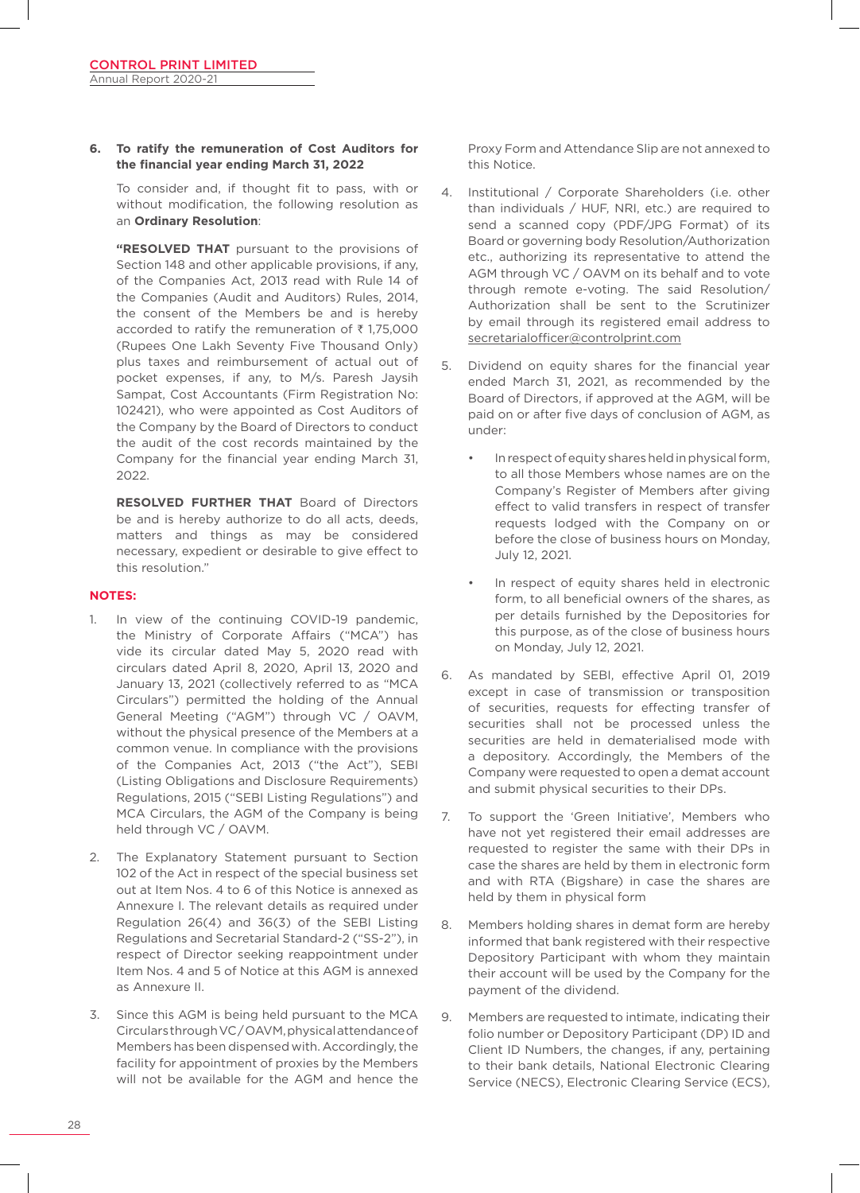**6. To ratify the remuneration of Cost Auditors for the financial year ending March 31, 2022**

To consider and, if thought fit to pass, with or without modification, the following resolution as an **Ordinary Resolution**:

**"RESOLVED THAT** pursuant to the provisions of Section 148 and other applicable provisions, if any, of the Companies Act, 2013 read with Rule 14 of the Companies (Audit and Auditors) Rules, 2014, the consent of the Members be and is hereby accorded to ratify the remuneration of ₹ 1,75,000 (Rupees One Lakh Seventy Five Thousand Only) plus taxes and reimbursement of actual out of pocket expenses, if any, to M/s. Paresh Jaysih Sampat, Cost Accountants (Firm Registration No: 102421), who were appointed as Cost Auditors of the Company by the Board of Directors to conduct the audit of the cost records maintained by the Company for the financial year ending March 31, 2022.

**RESOLVED FURTHER THAT** Board of Directors be and is hereby authorize to do all acts, deeds, matters and things as may be considered necessary, expedient or desirable to give effect to this resolution."

## NOTES:

1. In view of the continuing COVID-19 pandemic, the Ministry of Corporate Affairs ("MCA") has vide its circular dated May 5, 2020 read with circulars dated April 8, 2020, April 13, 2020 and January 13, 2021 (collectively referred to as "MCA Circulars") permitted the holding of the Annual General Meeting ("AGM") through VC / OAVM, without the physical presence of the Members at a common venue. In compliance with the provisions of the Companies Act, 2013 ("the Act"), SEBI (Listing Obligations and Disclosure Requirements) Regulations, 2015 ("SEBI Listing Regulations") and MCA Circulars, the AGM of the Company is being held through VC / OAVM.

2. The Explanatory Statement pursuant to Section 102 of the Act in respect of the special business set out at Item Nos. 4 to 6 of this Notice is annexed as Annexure I. The relevant details as required under Regulation 26(4) and 36(3) of the SEBI Listing Regulations and Secretarial Standard-2 ("SS-2"), in respect of Director seeking reappointment under Item Nos. 4 and 5 of Notice at this AGM is annexed as Annexure II.

3. Since this AGM is being held pursuant to the MCA Circulars through VC/OAVM, physical attendance of Members has been dispensed with. Accordingly, the facility for appointment of proxies by the Members will not be available for the AGM and hence the Proxy Form and Attendance Slip are not annexed to this Notice.

4. Institutional / Corporate Shareholders (i.e. other than individuals / HUF, NRI, etc.) are required to send a scanned copy (PDF/JPG Format) of its Board or governing body Resolution/Authorization etc., authorizing its representative to attend the AGM through VC / OAVM on its behalf and to vote through remote e-voting. The said Resolution/ Authorization shall be sent to the Scrutinizer by email through its registered email address to secretarialofficer@controlprint.com

5. Dividend on equity shares for the financial year ended March 31, 2021, as recommended by the Board of Directors, if approved at the AGM, will be paid on or after five days of conclusion of AGM, as under:

   - In respect of equity shares held in physical form, to all those Members whose names are on the Company's Register of Members after giving effect to valid transfers in respect of transfer requests lodged with the Company on or before the close of business hours on Monday, July 12, 2021.

   - In respect of equity shares held in electronic form, to all beneficial owners of the shares, as per details furnished by the Depositories for this purpose, as of the close of business hours on Monday, July 12, 2021.

6. As mandated by SEBI, effective April 01, 2019 except in case of transmission or transposition of securities, requests for effecting transfer of securities shall not be processed unless the securities are held in dematerialised mode with a depository. Accordingly, the Members of the Company were requested to open a demat account and submit physical securities to their DPs.

7. To support the 'Green Initiative', Members who have not yet registered their email addresses are requested to register the same with their DPs in case the shares are held by them in electronic form and with RTA (Bigshare) in case the shares are held by them in physical form

8. Members holding shares in demat form are hereby informed that bank registered with their respective Depository Participant with whom they maintain their account will be used by the Company for the payment of the dividend.

9. Members are requested to intimate, indicating their folio number or Depository Participant (DP) ID and Client ID Numbers, the changes, if any, pertaining to their bank details, National Electronic Clearing Service (NECS), Electronic Clearing Service (ECS),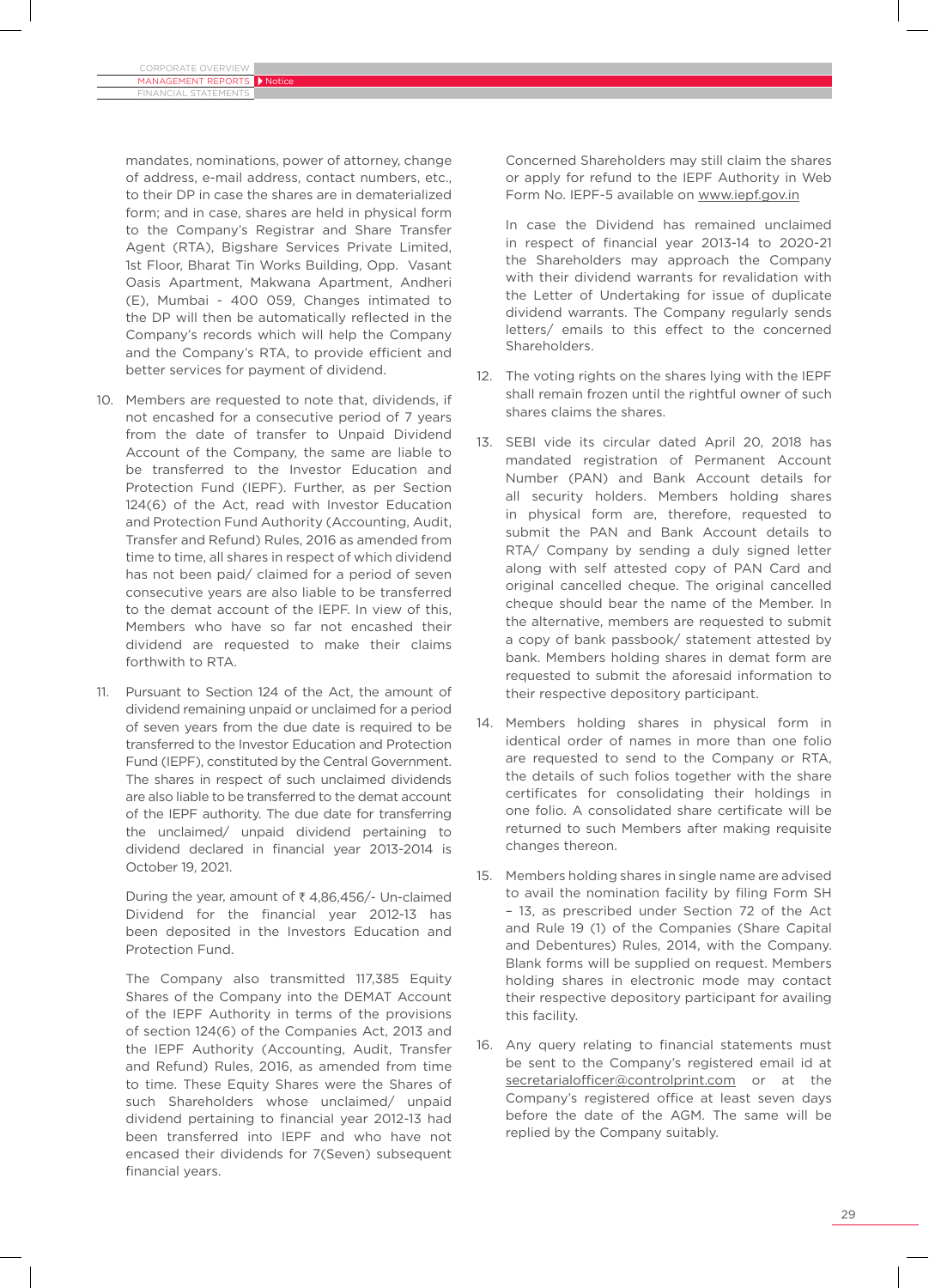mandates, nominations, power of attorney, change of address, e-mail address, contact numbers, etc., to their DP in case the shares are in dematerialized form; and in case, shares are held in physical form to the Company's Registrar and Share Transfer Agent (RTA), Bigshare Services Private Limited, 1st Floor, Bharat Tin Works Building, Opp. Vasant Oasis Apartment, Makwana Apartment, Andheri (E), Mumbai - 400 059, Changes intimated to the DP will then be automatically reflected in the Company's records which will help the Company and the Company's RTA, to provide efficient and better services for payment of dividend.

10. Members are requested to note that, dividends, if not encashed for a consecutive period of 7 years from the date of transfer to Unpaid Dividend Account of the Company, the same are liable to be transferred to the Investor Education and Protection Fund (IEPF). Further, as per Section 124(6) of the Act, read with Investor Education and Protection Fund Authority (Accounting, Audit, Transfer and Refund) Rules, 2016 as amended from time to time, all shares in respect of which dividend has not been paid/ claimed for a period of seven consecutive years are also liable to be transferred to the demat account of the IEPF. In view of this, Members who have so far not encashed their dividend are requested to make their claims forthwith to RTA.

11. Pursuant to Section 124 of the Act, the amount of dividend remaining unpaid or unclaimed for a period of seven years from the due date is required to be transferred to the Investor Education and Protection Fund (IEPF), constituted by the Central Government. The shares in respect of such unclaimed dividends are also liable to be transferred to the demat account of the IEPF authority. The due date for transferring the unclaimed/ unpaid dividend pertaining to dividend declared in financial year 2013-2014 is October 19, 2021.

    During the year, amount of ₹ 4,86,456/- Un-claimed Dividend for the financial year 2012-13 has been deposited in the Investors Education and Protection Fund.

    The Company also transmitted 117,385 Equity Shares of the Company into the DEMAT Account of the IEPF Authority in terms of the provisions of section 124(6) of the Companies Act, 2013 and the IEPF Authority (Accounting, Audit, Transfer and Refund) Rules, 2016, as amended from time to time. These Equity Shares were the Shares of such Shareholders whose unclaimed/ unpaid dividend pertaining to financial year 2012-13 had been transferred into IEPF and who have not encased their dividends for 7(Seven) subsequent financial years.

    Concerned Shareholders may still claim the shares or apply for refund to the IEPF Authority in Web Form No. IEPF-5 available on www.iepf.gov.in

    In case the Dividend has remained unclaimed in respect of financial year 2013-14 to 2020-21 the Shareholders may approach the Company with their dividend warrants for revalidation with the Letter of Undertaking for issue of duplicate dividend warrants. The Company regularly sends letters/ emails to this effect to the concerned Shareholders.

12. The voting rights on the shares lying with the IEPF shall remain frozen until the rightful owner of such shares claims the shares.

13. SEBI vide its circular dated April 20, 2018 has mandated registration of Permanent Account Number (PAN) and Bank Account details for all security holders. Members holding shares in physical form are, therefore, requested to submit the PAN and Bank Account details to RTA/ Company by sending a duly signed letter along with self attested copy of PAN Card and original cancelled cheque. The original cancelled cheque should bear the name of the Member. In the alternative, members are requested to submit a copy of bank passbook/ statement attested by bank. Members holding shares in demat form are requested to submit the aforesaid information to their respective depository participant.

14. Members holding shares in physical form in identical order of names in more than one folio are requested to send to the Company or RTA, the details of such folios together with the share certificates for consolidating their holdings in one folio. A consolidated share certificate will be returned to such Members after making requisite changes thereon.

15. Members holding shares in single name are advised to avail the nomination facility by filing Form SH – 13, as prescribed under Section 72 of the Act and Rule 19 (1) of the Companies (Share Capital and Debentures) Rules, 2014, with the Company. Blank forms will be supplied on request. Members holding shares in electronic mode may contact their respective depository participant for availing this facility.

16. Any query relating to financial statements must be sent to the Company's registered email id at secretarialofficer@controlprint.com or at the Company's registered office at least seven days before the date of the AGM. The same will be replied by the Company suitably.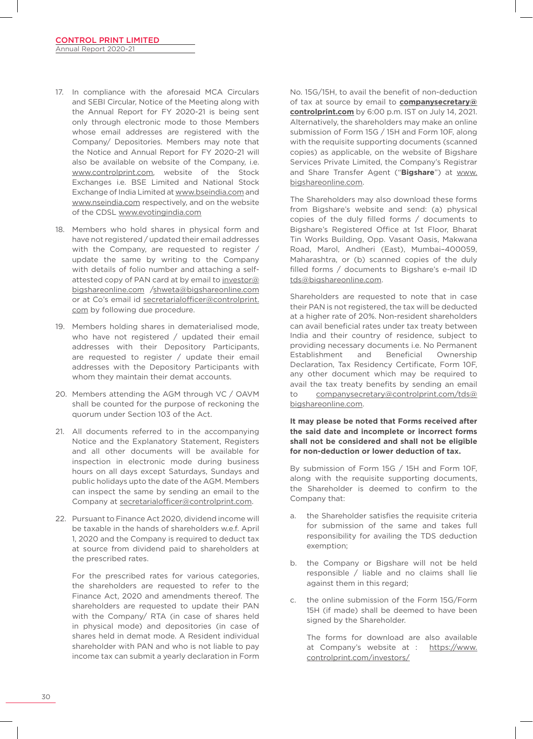17. In compliance with the aforesaid MCA Circulars and SEBI Circular, Notice of the Meeting along with the Annual Report for FY 2020-21 is being sent only through electronic mode to those Members whose email addresses are registered with the Company/ Depositories. Members may note that the Notice and Annual Report for FY 2020-21 will also be available on website of the Company, i.e. www.controlprint.com, website of the Stock Exchanges i.e. BSE Limited and National Stock Exchange of India Limited at www.bseindia.com and www.nseindia.com respectively, and on the website of the CDSL www.evotingindia.com

18. Members who hold shares in physical form and have not registered / updated their email addresses with the Company, are requested to register / update the same by writing to the Company with details of folio number and attaching a self-attested copy of PAN card at by email to investor@bigshareonline.com /shweta@bigshareonline.com or at Co's email id secretarialofficer@controlprint.com by following due procedure.

19. Members holding shares in dematerialised mode, who have not registered / updated their email addresses with their Depository Participants, are requested to register / update their email addresses with the Depository Participants with whom they maintain their demat accounts.

20. Members attending the AGM through VC / OAVM shall be counted for the purpose of reckoning the quorum under Section 103 of the Act.

21. All documents referred to in the accompanying Notice and the Explanatory Statement, Registers and all other documents will be available for inspection in electronic mode during business hours on all days except Saturdays, Sundays and public holidays upto the date of the AGM. Members can inspect the same by sending an email to the Company at secretarialofficer@controlprint.com.

22. Pursuant to Finance Act 2020, dividend income will be taxable in the hands of shareholders w.e.f. April 1, 2020 and the Company is required to deduct tax at source from dividend paid to shareholders at the prescribed rates.

    For the prescribed rates for various categories, the shareholders are requested to refer to the Finance Act, 2020 and amendments thereof. The shareholders are requested to update their PAN with the Company/ RTA (in case of shares held in physical mode) and depositories (in case of shares held in demat mode. A Resident individual shareholder with PAN and who is not liable to pay income tax can submit a yearly declaration in Form No. 15G/15H, to avail the benefit of non-deduction of tax at source by email to **companysecretary@controlprint.com** by 6:00 p.m. IST on July 14, 2021. Alternatively, the shareholders may make an online submission of Form 15G / 15H and Form 10F, along with the requisite supporting documents (scanned copies) as applicable, on the website of Bigshare Services Private Limited, the Company's Registrar and Share Transfer Agent ("**Bigshare**") at www.bigshareonline.com.

    The Shareholders may also download these forms from Bigshare's website and send: (a) physical copies of the duly filled forms / documents to Bigshare's Registered Office at 1st Floor, Bharat Tin Works Building, Opp. Vasant Oasis, Makwana Road, Marol, Andheri (East), Mumbai–400059, Maharashtra, or (b) scanned copies of the duly filled forms / documents to Bigshare's e-mail ID tds@bigshareonline.com.

    Shareholders are requested to note that in case their PAN is not registered, the tax will be deducted at a higher rate of 20%. Non-resident shareholders can avail beneficial rates under tax treaty between India and their country of residence, subject to providing necessary documents i.e. No Permanent Establishment and Beneficial Ownership Declaration, Tax Residency Certificate, Form 10F, any other document which may be required to avail the tax treaty benefits by sending an email to companysecretary@controlprint.com/tds@bigshareonline.com.

    **It may please be noted that Forms received after the said date and incomplete or incorrect forms shall not be considered and shall not be eligible for non-deduction or lower deduction of tax.**

    By submission of Form 15G / 15H and Form 10F, along with the requisite supporting documents, the Shareholder is deemed to confirm to the Company that:

    a. the Shareholder satisfies the requisite criteria for submission of the same and takes full responsibility for availing the TDS deduction exemption;

    b. the Company or Bigshare will not be held responsible / liable and no claims shall lie against them in this regard;

    c. the online submission of the Form 15G/Form 15H (if made) shall be deemed to have been signed by the Shareholder.

       The forms for download are also available at Company's website at : https://www.controlprint.com/investors/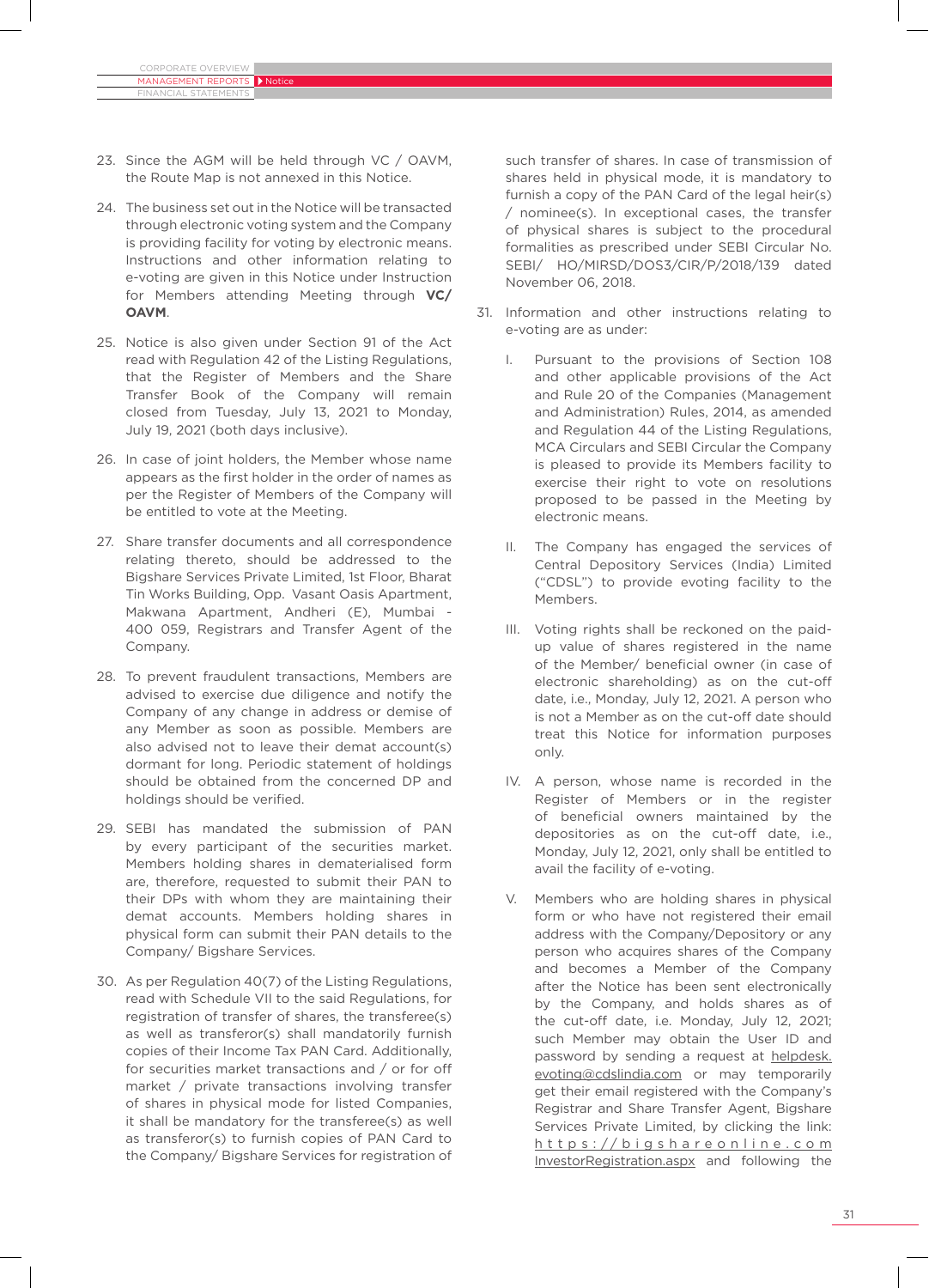23. Since the AGM will be held through VC / OAVM, the Route Map is not annexed in this Notice.

24. The business set out in the Notice will be transacted through electronic voting system and the Company is providing facility for voting by electronic means. Instructions and other information relating to e-voting are given in this Notice under Instruction for Members attending Meeting through **VC/ OAVM**.

25. Notice is also given under Section 91 of the Act read with Regulation 42 of the Listing Regulations, that the Register of Members and the Share Transfer Book of the Company will remain closed from Tuesday, July 13, 2021 to Monday, July 19, 2021 (both days inclusive).

26. In case of joint holders, the Member whose name appears as the first holder in the order of names as per the Register of Members of the Company will be entitled to vote at the Meeting.

27. Share transfer documents and all correspondence relating thereto, should be addressed to the Bigshare Services Private Limited, 1st Floor, Bharat Tin Works Building, Opp. Vasant Oasis Apartment, Makwana Apartment, Andheri (E), Mumbai - 400 059, Registrars and Transfer Agent of the Company.

28. To prevent fraudulent transactions, Members are advised to exercise due diligence and notify the Company of any change in address or demise of any Member as soon as possible. Members are also advised not to leave their demat account(s) dormant for long. Periodic statement of holdings should be obtained from the concerned DP and holdings should be verified.

29. SEBI has mandated the submission of PAN by every participant of the securities market. Members holding shares in dematerialised form are, therefore, requested to submit their PAN to their DPs with whom they are maintaining their demat accounts. Members holding shares in physical form can submit their PAN details to the Company/ Bigshare Services.

30. As per Regulation 40(7) of the Listing Regulations, read with Schedule VII to the said Regulations, for registration of transfer of shares, the transferee(s) as well as transferor(s) shall mandatorily furnish copies of their Income Tax PAN Card. Additionally, for securities market transactions and / or for off market / private transactions involving transfer of shares in physical mode for listed Companies, it shall be mandatory for the transferee(s) as well as transferor(s) to furnish copies of PAN Card to the Company/ Bigshare Services for registration of such transfer of shares. In case of transmission of shares held in physical mode, it is mandatory to furnish a copy of the PAN Card of the legal heir(s) / nominee(s). In exceptional cases, the transfer of physical shares is subject to the procedural formalities as prescribed under SEBI Circular No. SEBI/ HO/MIRSD/DOS3/CIR/P/2018/139 dated November 06, 2018.

31. Information and other instructions relating to e-voting are as under:

    I. Pursuant to the provisions of Section 108 and other applicable provisions of the Act and Rule 20 of the Companies (Management and Administration) Rules, 2014, as amended and Regulation 44 of the Listing Regulations, MCA Circulars and SEBI Circular the Company is pleased to provide its Members facility to exercise their right to vote on resolutions proposed to be passed in the Meeting by electronic means.

    II. The Company has engaged the services of Central Depository Services (India) Limited ("CDSL") to provide evoting facility to the Members.

    III. Voting rights shall be reckoned on the paid-up value of shares registered in the name of the Member/ beneficial owner (in case of electronic shareholding) as on the cut-off date, i.e., Monday, July 12, 2021. A person who is not a Member as on the cut-off date should treat this Notice for information purposes only.

    IV. A person, whose name is recorded in the Register of Members or in the register of beneficial owners maintained by the depositories as on the cut-off date, i.e., Monday, July 12, 2021, only shall be entitled to avail the facility of e-voting.

    V. Members who are holding shares in physical form or who have not registered their email address with the Company/Depository or any person who acquires shares of the Company and becomes a Member of the Company after the Notice has been sent electronically by the Company, and holds shares as of the cut-off date, i.e. Monday, July 12, 2021; such Member may obtain the User ID and password by sending a request at helpdesk.evoting@cdslindia.com or may temporarily get their email registered with the Company's Registrar and Share Transfer Agent, Bigshare Services Private Limited, by clicking the link: https://bigshareonline.com InvestorRegistration.aspx and following the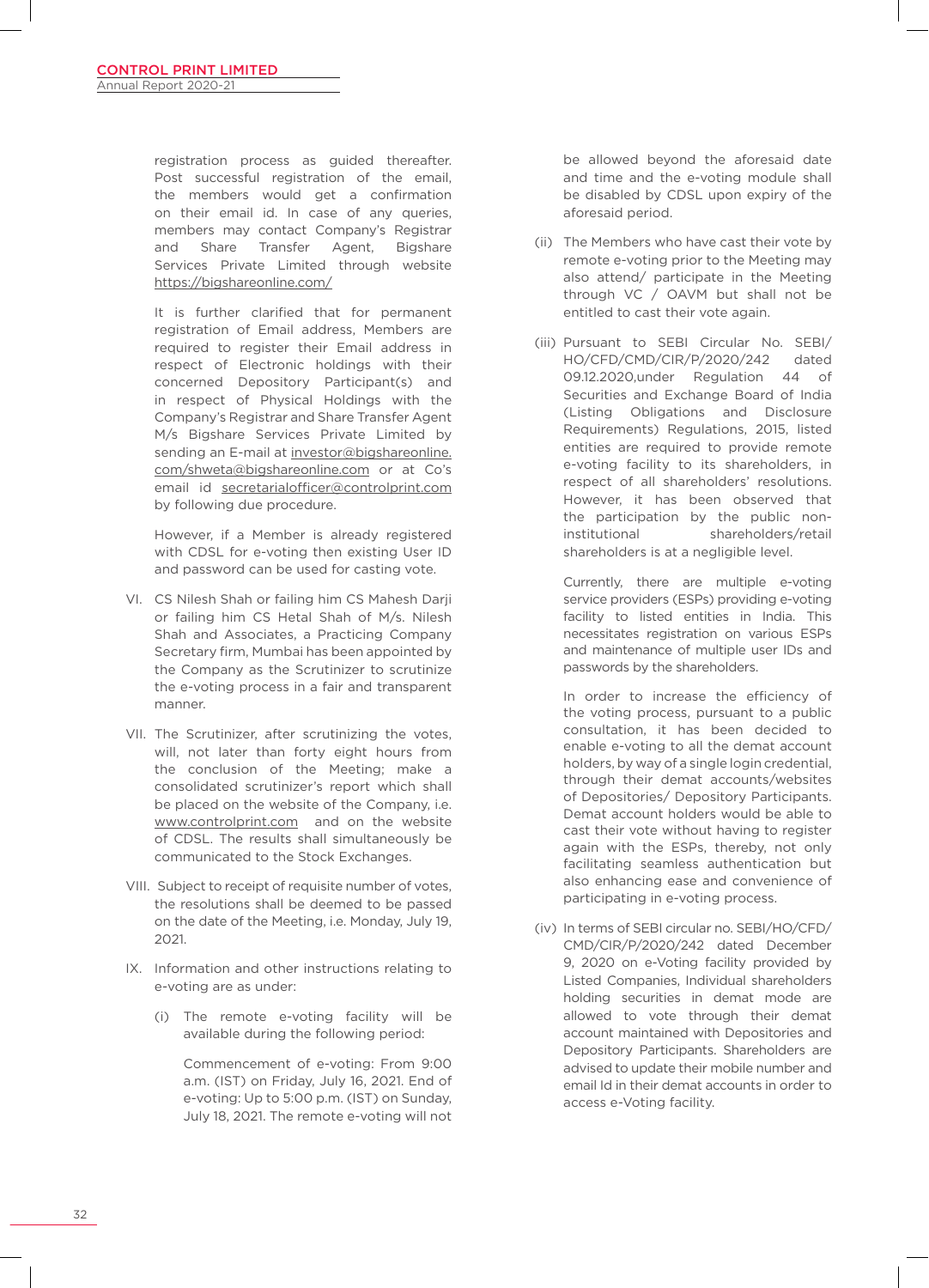registration process as guided thereafter. Post successful registration of the email, the members would get a confirmation on their email id. In case of any queries, members may contact Company's Registrar and Share Transfer Agent, Bigshare Services Private Limited through website https://bigshareonline.com/

It is further clarified that for permanent registration of Email address, Members are required to register their Email address in respect of Electronic holdings with their concerned Depository Participant(s) and in respect of Physical Holdings with the Company's Registrar and Share Transfer Agent M/s Bigshare Services Private Limited by sending an E-mail at investor@bigshareonline.com/shweta@bigshareonline.com or at Co's email id secretarialofficer@controlprint.com by following due procedure.

However, if a Member is already registered with CDSL for e-voting then existing User ID and password can be used for casting vote.

VI. CS Nilesh Shah or failing him CS Mahesh Darji or failing him CS Hetal Shah of M/s. Nilesh Shah and Associates, a Practicing Company Secretary firm, Mumbai has been appointed by the Company as the Scrutinizer to scrutinize the e-voting process in a fair and transparent manner.

VII. The Scrutinizer, after scrutinizing the votes, will, not later than forty eight hours from the conclusion of the Meeting; make a consolidated scrutinizer's report which shall be placed on the website of the Company, i.e. www.controlprint.com and on the website of CDSL. The results shall simultaneously be communicated to the Stock Exchanges.

VIII. Subject to receipt of requisite number of votes, the resolutions shall be deemed to be passed on the date of the Meeting, i.e. Monday, July 19, 2021.

IX. Information and other instructions relating to e-voting are as under:

(i) The remote e-voting facility will be available during the following period:

Commencement of e-voting: From 9:00 a.m. (IST) on Friday, July 16, 2021. End of e-voting: Up to 5:00 p.m. (IST) on Sunday, July 18, 2021. The remote e-voting will not be allowed beyond the aforesaid date and time and the e-voting module shall be disabled by CDSL upon expiry of the aforesaid period.

(ii) The Members who have cast their vote by remote e-voting prior to the Meeting may also attend/ participate in the Meeting through VC / OAVM but shall not be entitled to cast their vote again.

(iii) Pursuant to SEBI Circular No. SEBI/HO/CFD/CMD/CIR/P/2020/242 dated 09.12.2020,under Regulation 44 of Securities and Exchange Board of India (Listing Obligations and Disclosure Requirements) Regulations, 2015, listed entities are required to provide remote e-voting facility to its shareholders, in respect of all shareholders' resolutions. However, it has been observed that the participation by the public non-institutional shareholders/retail shareholders is at a negligible level.

Currently, there are multiple e-voting service providers (ESPs) providing e-voting facility to listed entities in India. This necessitates registration on various ESPs and maintenance of multiple user IDs and passwords by the shareholders.

In order to increase the efficiency of the voting process, pursuant to a public consultation, it has been decided to enable e-voting to all the demat account holders, by way of a single login credential, through their demat accounts/websites of Depositories/ Depository Participants. Demat account holders would be able to cast their vote without having to register again with the ESPs, thereby, not only facilitating seamless authentication but also enhancing ease and convenience of participating in e-voting process.

(iv) In terms of SEBI circular no. SEBI/HO/CFD/CMD/CIR/P/2020/242 dated December 9, 2020 on e-Voting facility provided by Listed Companies, Individual shareholders holding securities in demat mode are allowed to vote through their demat account maintained with Depositories and Depository Participants. Shareholders are advised to update their mobile number and email Id in their demat accounts in order to access e-Voting facility.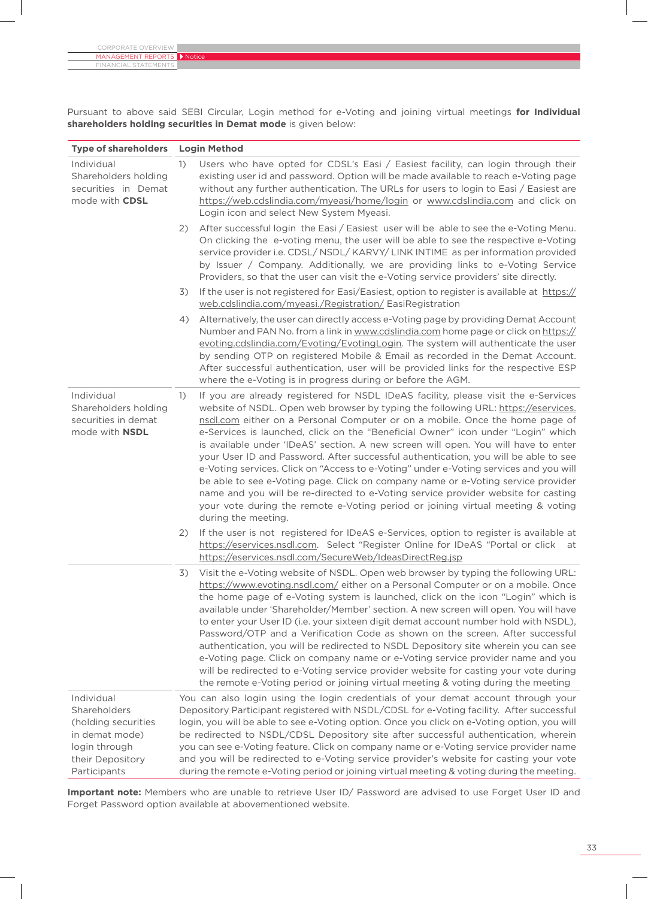Pursuant to above said SEBI Circular, Login method for e-Voting and joining virtual meetings **for Individual shareholders holding securities in Demat mode** is given below:

| Type of shareholders | Login Method |
|---|---|
| Individual Shareholders holding securities in Demat mode with **CDSL** | 1) Users who have opted for CDSL's Easi / Easiest facility, can login through their existing user id and password. Option will be made available to reach e-Voting page without any further authentication. The URLs for users to login to Easi / Easiest are https://web.cdslindia.com/myeasi/home/login or www.cdslindia.com and click on Login icon and select New System Myeasi.<br>2) After successful login the Easi / Easiest user will be able to see the e-Voting Menu. On clicking the e-voting menu, the user will be able to see the respective e-Voting service provider i.e. CDSL/ NSDL/ KARVY/ LINK INTIME as per information provided by Issuer / Company. Additionally, we are providing links to e-Voting Service Providers, so that the user can visit the e-Voting service providers' site directly.<br>3) If the user is not registered for Easi/Easiest, option to register is available at https://web.cdslindia.com/myeasi./Registration/ EasiRegistration<br>4) Alternatively, the user can directly access e-Voting page by providing Demat Account Number and PAN No. from a link in www.cdslindia.com home page or click on https://evoting.cdslindia.com/Evoting/EvotingLogin. The system will authenticate the user by sending OTP on registered Mobile & Email as recorded in the Demat Account. After successful authentication, user will be provided links for the respective ESP where the e-Voting is in progress during or before the AGM. |
| Individual Shareholders holding securities in demat mode with **NSDL** | 1) If you are already registered for NSDL IDeAS facility, please visit the e-Services website of NSDL. Open web browser by typing the following URL: https://eservices.nsdl.com either on a Personal Computer or on a mobile. Once the home page of e-Services is launched, click on the "Beneficial Owner" icon under "Login" which is available under 'IDeAS' section. A new screen will open. You will have to enter your User ID and Password. After successful authentication, you will be able to see e-Voting services. Click on "Access to e-Voting" under e-Voting services and you will be able to see e-Voting page. Click on company name or e-Voting service provider name and you will be re-directed to e-Voting service provider website for casting your vote during the remote e-Voting period or joining virtual meeting & voting during the meeting.<br>2) If the user is not registered for IDeAS e-Services, option to register is available at https://eservices.nsdl.com. Select "Register Online for IDeAS "Portal or click at https://eservices.nsdl.com/SecureWeb/IdeasDirectReg.jsp |
| | 3) Visit the e-Voting website of NSDL. Open web browser by typing the following URL: https://www.evoting.nsdl.com/ either on a Personal Computer or on a mobile. Once the home page of e-Voting system is launched, click on the icon "Login" which is available under 'Shareholder/Member' section. A new screen will open. You will have to enter your User ID (i.e. your sixteen digit demat account number hold with NSDL), Password/OTP and a Verification Code as shown on the screen. After successful authentication, you will be redirected to NSDL Depository site wherein you can see e-Voting page. Click on company name or e-Voting service provider name and you will be redirected to e-Voting service provider website for casting your vote during the remote e-Voting period or joining virtual meeting & voting during the meeting |
| Individual Shareholders (holding securities in demat mode) login through their Depository Participants | You can also login using the login credentials of your demat account through your Depository Participant registered with NSDL/CDSL for e-Voting facility. After successful login, you will be able to see e-Voting option. Once you click on e-Voting option, you will be redirected to NSDL/CDSL Depository site after successful authentication, wherein you can see e-Voting feature. Click on company name or e-Voting service provider name and you will be redirected to e-Voting service provider's website for casting your vote during the remote e-Voting period or joining virtual meeting & voting during the meeting. |

**Important note:** Members who are unable to retrieve User ID/ Password are advised to use Forget User ID and Forget Password option available at abovementioned website.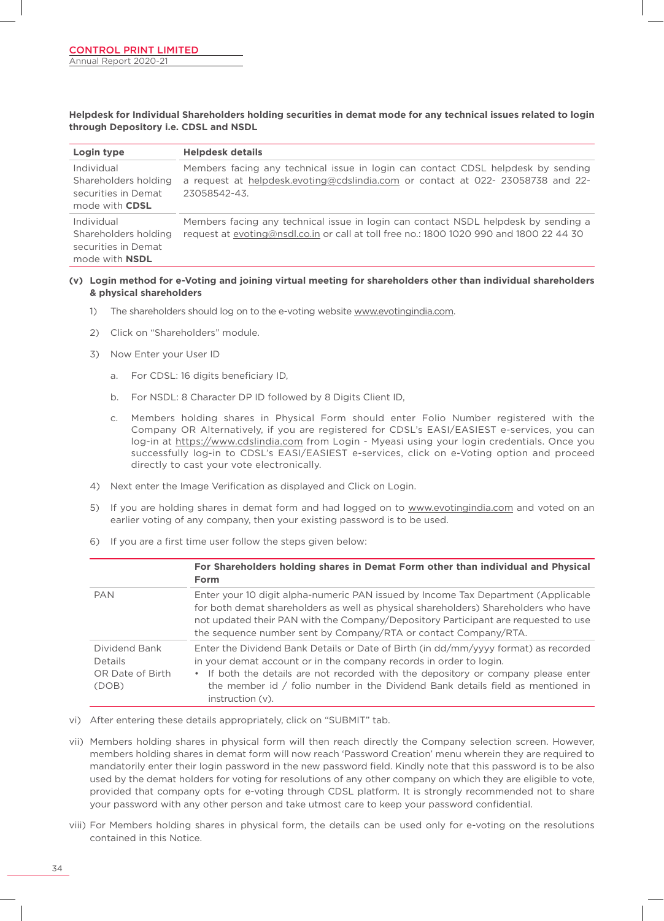**Helpdesk for Individual Shareholders holding securities in demat mode for any technical issues related to login through Depository i.e. CDSL and NSDL**

| Login type | Helpdesk details |
|---|---|
| Individual Shareholders holding securities in Demat mode with **CDSL** | Members facing any technical issue in login can contact CDSL helpdesk by sending a request at helpdesk.evoting@cdslindia.com or contact at 022- 23058738 and 22-23058542-43. |
| Individual Shareholders holding securities in Demat mode with **NSDL** | Members facing any technical issue in login can contact NSDL helpdesk by sending a request at evoting@nsdl.co.in or call at toll free no.: 1800 1020 990 and 1800 22 44 30 |

**(v) Login method for e-Voting and joining virtual meeting for shareholders other than individual shareholders & physical shareholders**

1) The shareholders should log on to the e-voting website www.evotingindia.com.

2) Click on "Shareholders" module.

3) Now Enter your User ID

   a. For CDSL: 16 digits beneficiary ID,

   b. For NSDL: 8 Character DP ID followed by 8 Digits Client ID,

   c. Members holding shares in Physical Form should enter Folio Number registered with the Company OR Alternatively, if you are registered for CDSL's EASI/EASIEST e-services, you can log-in at https://www.cdslindia.com from Login - Myeasi using your login credentials. Once you successfully log-in to CDSL's EASI/EASIEST e-services, click on e-Voting option and proceed directly to cast your vote electronically.

4) Next enter the Image Verification as displayed and Click on Login.

5) If you are holding shares in demat form and had logged on to www.evotingindia.com and voted on an earlier voting of any company, then your existing password is to be used.

6) If you are a first time user follow the steps given below:

| | **For Shareholders holding shares in Demat Form other than individual and Physical Form** |
|---|---|
| PAN | Enter your 10 digit alpha-numeric PAN issued by Income Tax Department (Applicable for both demat shareholders as well as physical shareholders) Shareholders who have not updated their PAN with the Company/Depository Participant are requested to use the sequence number sent by Company/RTA or contact Company/RTA. |
| Dividend Bank Details OR Date of Birth (DOB) | Enter the Dividend Bank Details or Date of Birth (in dd/mm/yyyy format) as recorded in your demat account or in the company records in order to login.<br>• If both the details are not recorded with the depository or company please enter the member id / folio number in the Dividend Bank details field as mentioned in instruction (v). |

vi) After entering these details appropriately, click on "SUBMIT" tab.

vii) Members holding shares in physical form will then reach directly the Company selection screen. However, members holding shares in demat form will now reach 'Password Creation' menu wherein they are required to mandatorily enter their login password in the new password field. Kindly note that this password is to be also used by the demat holders for voting for resolutions of any other company on which they are eligible to vote, provided that company opts for e-voting through CDSL platform. It is strongly recommended not to share your password with any other person and take utmost care to keep your password confidential.

viii) For Members holding shares in physical form, the details can be used only for e-voting on the resolutions contained in this Notice.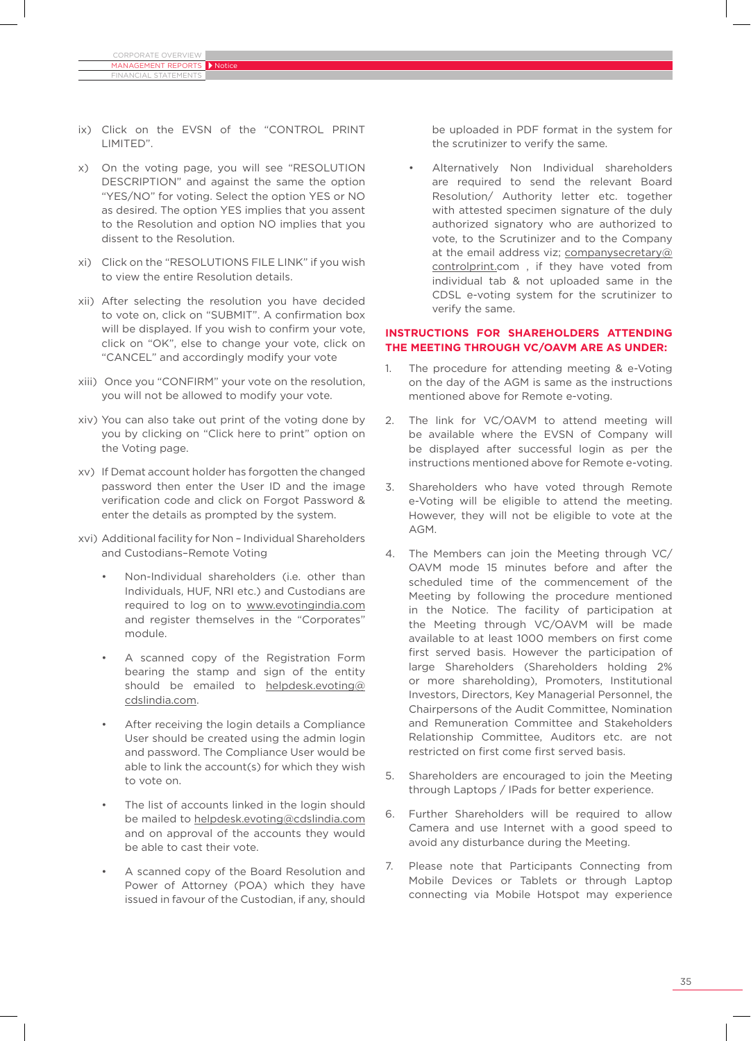ix) Click on the EVSN of the "CONTROL PRINT LIMITED".

x) On the voting page, you will see "RESOLUTION DESCRIPTION" and against the same the option "YES/NO" for voting. Select the option YES or NO as desired. The option YES implies that you assent to the Resolution and option NO implies that you dissent to the Resolution.

xi) Click on the "RESOLUTIONS FILE LINK" if you wish to view the entire Resolution details.

xii) After selecting the resolution you have decided to vote on, click on "SUBMIT". A confirmation box will be displayed. If you wish to confirm your vote, click on "OK", else to change your vote, click on "CANCEL" and accordingly modify your vote

xiii) Once you "CONFIRM" your vote on the resolution, you will not be allowed to modify your vote.

xiv) You can also take out print of the voting done by you by clicking on "Click here to print" option on the Voting page.

xv) If Demat account holder has forgotten the changed password then enter the User ID and the image verification code and click on Forgot Password & enter the details as prompted by the system.

xvi) Additional facility for Non – Individual Shareholders and Custodians–Remote Voting

- Non-Individual shareholders (i.e. other than Individuals, HUF, NRI etc.) and Custodians are required to log on to www.evotingindia.com and register themselves in the "Corporates" module.
- A scanned copy of the Registration Form bearing the stamp and sign of the entity should be emailed to helpdesk.evoting@cdslindia.com.
- After receiving the login details a Compliance User should be created using the admin login and password. The Compliance User would be able to link the account(s) for which they wish to vote on.
- The list of accounts linked in the login should be mailed to helpdesk.evoting@cdslindia.com and on approval of the accounts they would be able to cast their vote.
- A scanned copy of the Board Resolution and Power of Attorney (POA) which they have issued in favour of the Custodian, if any, should be uploaded in PDF format in the system for the scrutinizer to verify the same.
- Alternatively Non Individual shareholders are required to send the relevant Board Resolution/ Authority letter etc. together with attested specimen signature of the duly authorized signatory who are authorized to vote, to the Scrutinizer and to the Company at the email address viz; companysecretary@controlprint.com , if they have voted from individual tab & not uploaded same in the CDSL e-voting system for the scrutinizer to verify the same.

## INSTRUCTIONS FOR SHAREHOLDERS ATTENDING THE MEETING THROUGH VC/OAVM ARE AS UNDER:

1. The procedure for attending meeting & e-Voting on the day of the AGM is same as the instructions mentioned above for Remote e-voting.

2. The link for VC/OAVM to attend meeting will be available where the EVSN of Company will be displayed after successful login as per the instructions mentioned above for Remote e-voting.

3. Shareholders who have voted through Remote e-Voting will be eligible to attend the meeting. However, they will not be eligible to vote at the AGM.

4. The Members can join the Meeting through VC/OAVM mode 15 minutes before and after the scheduled time of the commencement of the Meeting by following the procedure mentioned in the Notice. The facility of participation at the Meeting through VC/OAVM will be made available to at least 1000 members on first come first served basis. However the participation of large Shareholders (Shareholders holding 2% or more shareholding), Promoters, Institutional Investors, Directors, Key Managerial Personnel, the Chairpersons of the Audit Committee, Nomination and Remuneration Committee and Stakeholders Relationship Committee, Auditors etc. are not restricted on first come first served basis.

5. Shareholders are encouraged to join the Meeting through Laptops / IPads for better experience.

6. Further Shareholders will be required to allow Camera and use Internet with a good speed to avoid any disturbance during the Meeting.

7. Please note that Participants Connecting from Mobile Devices or Tablets or through Laptop connecting via Mobile Hotspot may experience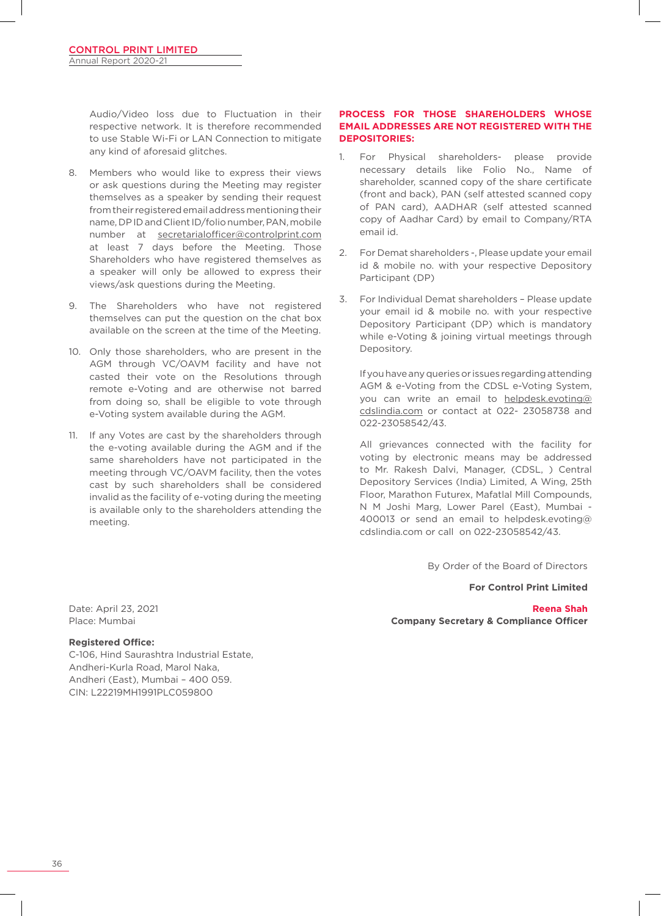Audio/Video loss due to Fluctuation in their respective network. It is therefore recommended to use Stable Wi-Fi or LAN Connection to mitigate any kind of aforesaid glitches.

8. Members who would like to express their views or ask questions during the Meeting may register themselves as a speaker by sending their request from their registered email address mentioning their name, DP ID and Client ID/folio number, PAN, mobile number at secretarialofficer@controlprint.com at least 7 days before the Meeting. Those Shareholders who have registered themselves as a speaker will only be allowed to express their views/ask questions during the Meeting.

9. The Shareholders who have not registered themselves can put the question on the chat box available on the screen at the time of the Meeting.

10. Only those shareholders, who are present in the AGM through VC/OAVM facility and have not casted their vote on the Resolutions through remote e-Voting and are otherwise not barred from doing so, shall be eligible to vote through e-Voting system available during the AGM.

11. If any Votes are cast by the shareholders through the e-voting available during the AGM and if the same shareholders have not participated in the meeting through VC/OAVM facility, then the votes cast by such shareholders shall be considered invalid as the facility of e-voting during the meeting is available only to the shareholders attending the meeting.

**PROCESS FOR THOSE SHAREHOLDERS WHOSE EMAIL ADDRESSES ARE NOT REGISTERED WITH THE DEPOSITORIES:**

1. For Physical shareholders- please provide necessary details like Folio No., Name of shareholder, scanned copy of the share certificate (front and back), PAN (self attested scanned copy of PAN card), AADHAR (self attested scanned copy of Aadhar Card) by email to Company/RTA email id.

2. For Demat shareholders -, Please update your email id & mobile no. with your respective Depository Participant (DP)

3. For Individual Demat shareholders – Please update your email id & mobile no. with your respective Depository Participant (DP) which is mandatory while e-Voting & joining virtual meetings through Depository.

   If you have any queries or issues regarding attending AGM & e-Voting from the CDSL e-Voting System, you can write an email to helpdesk.evoting@cdslindia.com or contact at 022- 23058738 and 022-23058542/43.

   All grievances connected with the facility for voting by electronic means may be addressed to Mr. Rakesh Dalvi, Manager, (CDSL, ) Central Depository Services (India) Limited, A Wing, 25th Floor, Marathon Futurex, Mafatlal Mill Compounds, N M Joshi Marg, Lower Parel (East), Mumbai - 400013 or send an email to helpdesk.evoting@cdslindia.com or call on 022-23058542/43.

By Order of the Board of Directors

**For Control Print Limited**

**Reena Shah**
**Company Secretary & Compliance Officer**

Date: April 23, 2021
Place: Mumbai

**Registered Office:**
C-106, Hind Saurashtra Industrial Estate,
Andheri-Kurla Road, Marol Naka,
Andheri (East), Mumbai – 400 059.
CIN: L22219MH1991PLC059800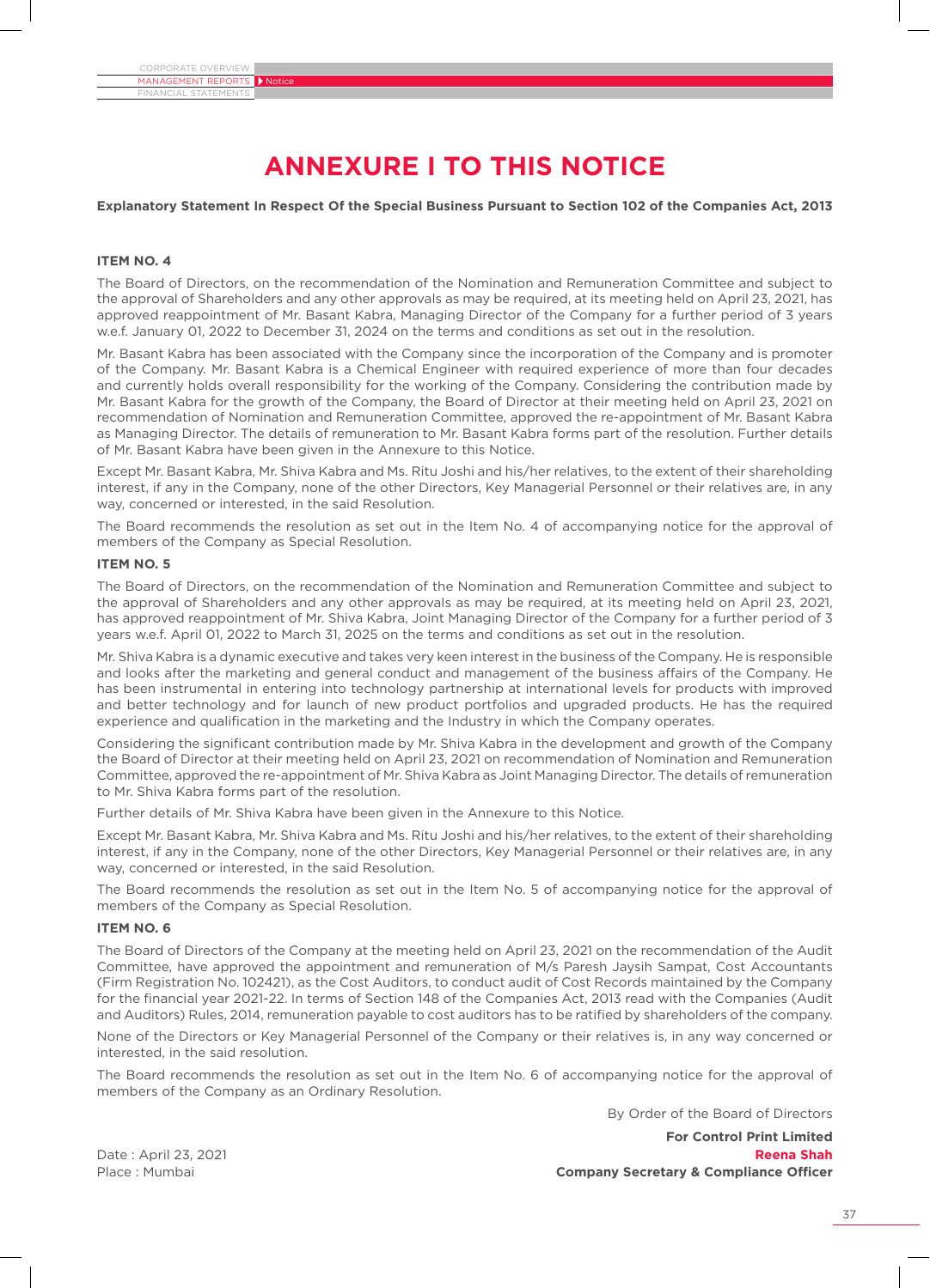# ANNEXURE I TO THIS NOTICE

**Explanatory Statement In Respect Of the Special Business Pursuant to Section 102 of the Companies Act, 2013**

### ITEM NO. 4

The Board of Directors, on the recommendation of the Nomination and Remuneration Committee and subject to the approval of Shareholders and any other approvals as may be required, at its meeting held on April 23, 2021, has approved reappointment of Mr. Basant Kabra, Managing Director of the Company for a further period of 3 years w.e.f. January 01, 2022 to December 31, 2024 on the terms and conditions as set out in the resolution.

Mr. Basant Kabra has been associated with the Company since the incorporation of the Company and is promoter of the Company. Mr. Basant Kabra is a Chemical Engineer with required experience of more than four decades and currently holds overall responsibility for the working of the Company. Considering the contribution made by Mr. Basant Kabra for the growth of the Company, the Board of Director at their meeting held on April 23, 2021 on recommendation of Nomination and Remuneration Committee, approved the re-appointment of Mr. Basant Kabra as Managing Director. The details of remuneration to Mr. Basant Kabra forms part of the resolution. Further details of Mr. Basant Kabra have been given in the Annexure to this Notice.

Except Mr. Basant Kabra, Mr. Shiva Kabra and Ms. Ritu Joshi and his/her relatives, to the extent of their shareholding interest, if any in the Company, none of the other Directors, Key Managerial Personnel or their relatives are, in any way, concerned or interested, in the said Resolution.

The Board recommends the resolution as set out in the Item No. 4 of accompanying notice for the approval of members of the Company as Special Resolution.

### ITEM NO. 5

The Board of Directors, on the recommendation of the Nomination and Remuneration Committee and subject to the approval of Shareholders and any other approvals as may be required, at its meeting held on April 23, 2021, has approved reappointment of Mr. Shiva Kabra, Joint Managing Director of the Company for a further period of 3 years w.e.f. April 01, 2022 to March 31, 2025 on the terms and conditions as set out in the resolution.

Mr. Shiva Kabra is a dynamic executive and takes very keen interest in the business of the Company. He is responsible and looks after the marketing and general conduct and management of the business affairs of the Company. He has been instrumental in entering into technology partnership at international levels for products with improved and better technology and for launch of new product portfolios and upgraded products. He has the required experience and qualification in the marketing and the Industry in which the Company operates.

Considering the significant contribution made by Mr. Shiva Kabra in the development and growth of the Company the Board of Director at their meeting held on April 23, 2021 on recommendation of Nomination and Remuneration Committee, approved the re-appointment of Mr. Shiva Kabra as Joint Managing Director. The details of remuneration to Mr. Shiva Kabra forms part of the resolution.

Further details of Mr. Shiva Kabra have been given in the Annexure to this Notice.

Except Mr. Basant Kabra, Mr. Shiva Kabra and Ms. Ritu Joshi and his/her relatives, to the extent of their shareholding interest, if any in the Company, none of the other Directors, Key Managerial Personnel or their relatives are, in any way, concerned or interested, in the said Resolution.

The Board recommends the resolution as set out in the Item No. 5 of accompanying notice for the approval of members of the Company as Special Resolution.

### ITEM NO. 6

The Board of Directors of the Company at the meeting held on April 23, 2021 on the recommendation of the Audit Committee, have approved the appointment and remuneration of M/s Paresh Jaysih Sampat, Cost Accountants (Firm Registration No. 102421), as the Cost Auditors, to conduct audit of Cost Records maintained by the Company for the financial year 2021-22. In terms of Section 148 of the Companies Act, 2013 read with the Companies (Audit and Auditors) Rules, 2014, remuneration payable to cost auditors has to be ratified by shareholders of the company.

None of the Directors or Key Managerial Personnel of the Company or their relatives is, in any way concerned or interested, in the said resolution.

The Board recommends the resolution as set out in the Item No. 6 of accompanying notice for the approval of members of the Company as an Ordinary Resolution.

By Order of the Board of Directors

**For Control Print Limited**
**Reena Shah**
**Company Secretary & Compliance Officer**

Date : April 23, 2021
Place : Mumbai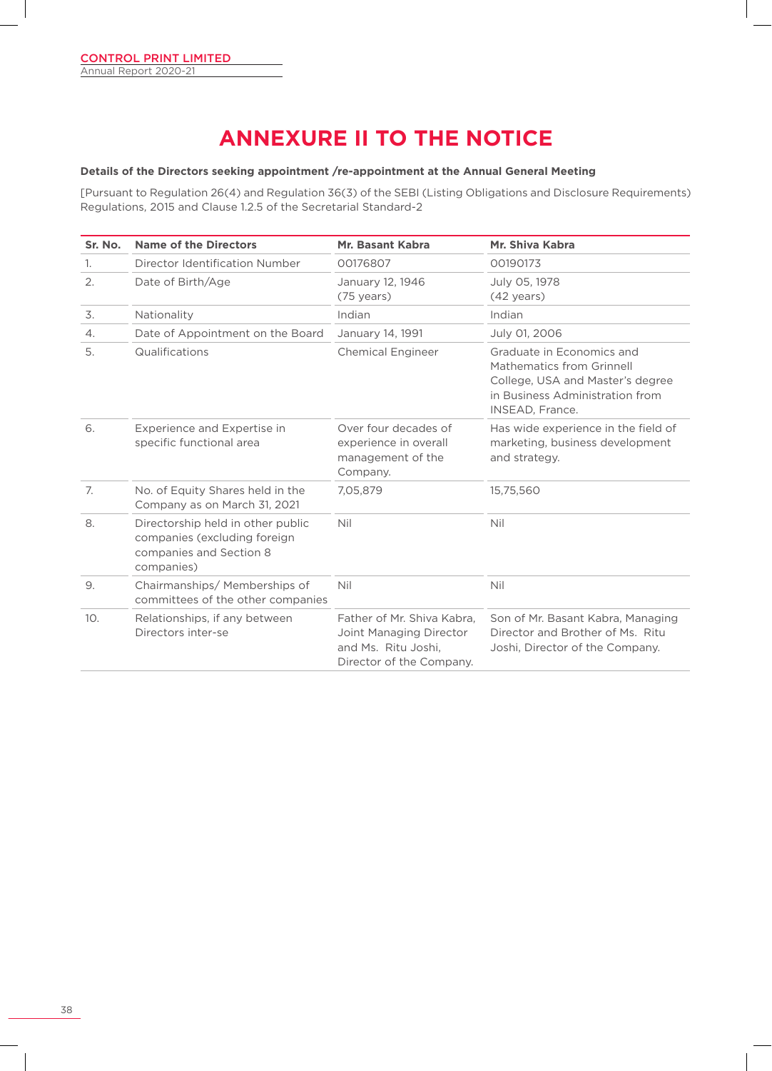# ANNEXURE II TO THE NOTICE

**Details of the Directors seeking appointment /re-appointment at the Annual General Meeting**

[Pursuant to Regulation 26(4) and Regulation 36(3) of the SEBI (Listing Obligations and Disclosure Requirements) Regulations, 2015 and Clause 1.2.5 of the Secretarial Standard-2

| Sr. No. | Name of the Directors | Mr. Basant Kabra | Mr. Shiva Kabra |
|---|---|---|---|
| 1. | Director Identification Number | 00176807 | 00190173 |
| 2. | Date of Birth/Age | January 12, 1946 (75 years) | July 05, 1978 (42 years) |
| 3. | Nationality | Indian | Indian |
| 4. | Date of Appointment on the Board | January 14, 1991 | July 01, 2006 |
| 5. | Qualifications | Chemical Engineer | Graduate in Economics and Mathematics from Grinnell College, USA and Master's degree in Business Administration from INSEAD, France. |
| 6. | Experience and Expertise in specific functional area | Over four decades of experience in overall management of the Company. | Has wide experience in the field of marketing, business development and strategy. |
| 7. | No. of Equity Shares held in the Company as on March 31, 2021 | 7,05,879 | 15,75,560 |
| 8. | Directorship held in other public companies (excluding foreign companies and Section 8 companies) | Nil | Nil |
| 9. | Chairmanships/ Memberships of committees of the other companies | Nil | Nil |
| 10. | Relationships, if any between Directors inter-se | Father of Mr. Shiva Kabra, Joint Managing Director and Ms. Ritu Joshi, Director of the Company. | Son of Mr. Basant Kabra, Managing Director and Brother of Ms. Ritu Joshi, Director of the Company. |